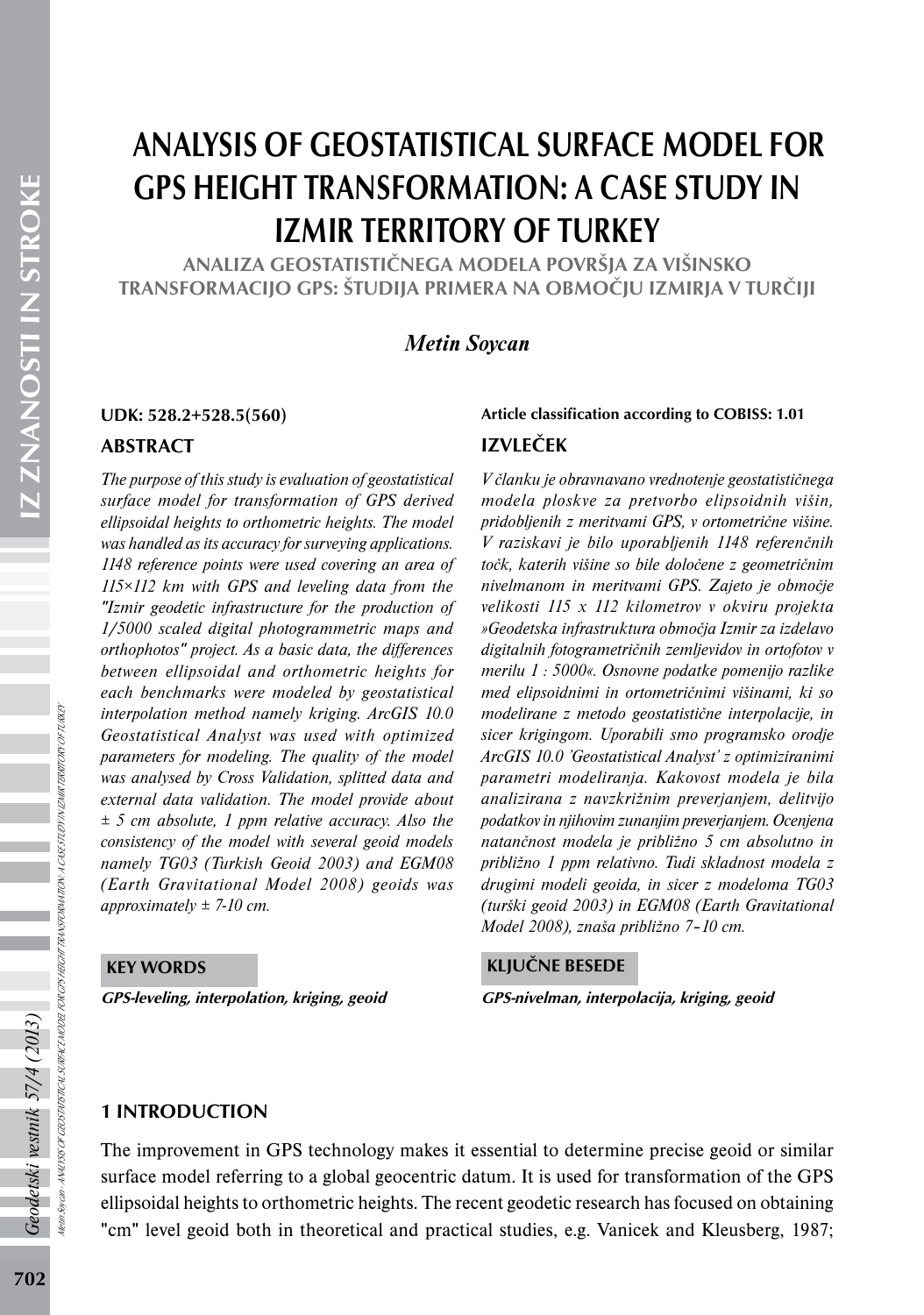# ANALYSIS OF GEOSTATISTICAL SURFACE MODEL FOR GPS HEIGHT TRANSFORMATION: A CASE STUDY IN IZMIR TERRITORY OF TURKEY

## ANALIZA GEOSTATISTIČNEGA MODELA POVRŠJA ZA VIŠINSKO TRANSFORMACIJO GPS: ŠTUDIJA PRIMERA NA OBMOČJU IZMIRJA V TURČIJI

*Metin Soycan*

**UDK: 528.2+528.5(560)**

**Article classification according to COBISS: 1.01**

### ABSTRACT

*The purpose of this study is evaluation of geostatistical surface model for transformation of GPS derived ellipsoidal heights to orthometric heights. The model was handled as its accuracy for surveying applications. 1148 reference points were used covering an area of 115×112 km with GPS and leveling data from the "Izmir geodetic infrastructure for the production of 1/5000 scaled digital photogrammetric maps and orthophotos" project. As a basic data, the differences between ellipsoidal and orthometric heights for each benchmarks were modeled by geostatistical interpolation method namely kriging. ArcGIS 10.0 Geostatistical Analyst was used with optimized parameters for modeling. The quality of the model was analysed by Cross Validation, splitted data and external data validation. The model provide about ± 5 cm absolute, 1 ppm relative accuracy. Also the consistency of the model with several geoid models namely TG03 (Turkish Geoid 2003) and EGM08 (Earth Gravitational Model 2008) geoids was approximately ± 7-10 cm.*

### KEY WORDS

***GPS-leveling, interpolation, kriging, geoid***

### IZVLEČEK

*V članku je obravnavano vrednotenje geostatističnega modela ploskve za pretvorbo elipsoidnih višin, pridobljenih z meritvami GPS, v ortometrične višine. V raziskavi je bilo uporabljenih 1148 referenčnih točk, katerih višine so bile določene z geometričnim nivelmanom in meritvami GPS. Zajeto je območje velikosti 115 x 112 kilometrov v okviru projekta »Geodetska infrastruktura območja Izmir za izdelavo digitalnih fotogrametričnih zemljevidov in ortofotov v merilu 1 : 5000«. Osnovne podatke pomenijo razlike med elipsoidnimi in ortometričnimi višinami, ki so modelirane z metodo geostatistične interpolacije, in sicer krigingom. Uporabili smo programsko orodje ArcGIS 10.0 'Geostatistical Analyst' z optimiziranimi parametri modeliranja. Kakovost modela je bila analizirana z navzkrižnim preverjanjem, delitvijo podatkov in njihovim zunanjim preverjanjem. Ocenjena natančnost modela je približno 5 cm absolutno in približno 1 ppm relativno. Tudi skladnost modela z drugimi modeli geoida, in sicer z modeloma TG03 (turški geoid 2003) in EGM08 (Earth Gravitational Model 2008), znaša približno 7–10 cm.*

### KLJUČNE BESEDE

***GPS-nivelman, interpolacija, kriging, geoid***

## 1 INTRODUCTION

The improvement in GPS technology makes it essential to determine precise geoid or similar surface model referring to a global geocentric datum. It is used for transformation of the GPS ellipsoidal heights to orthometric heights. The recent geodetic research has focused on obtaining "cm" level geoid both in theoretical and practical studies, e.g. Vanicek and Kleusberg, 1987;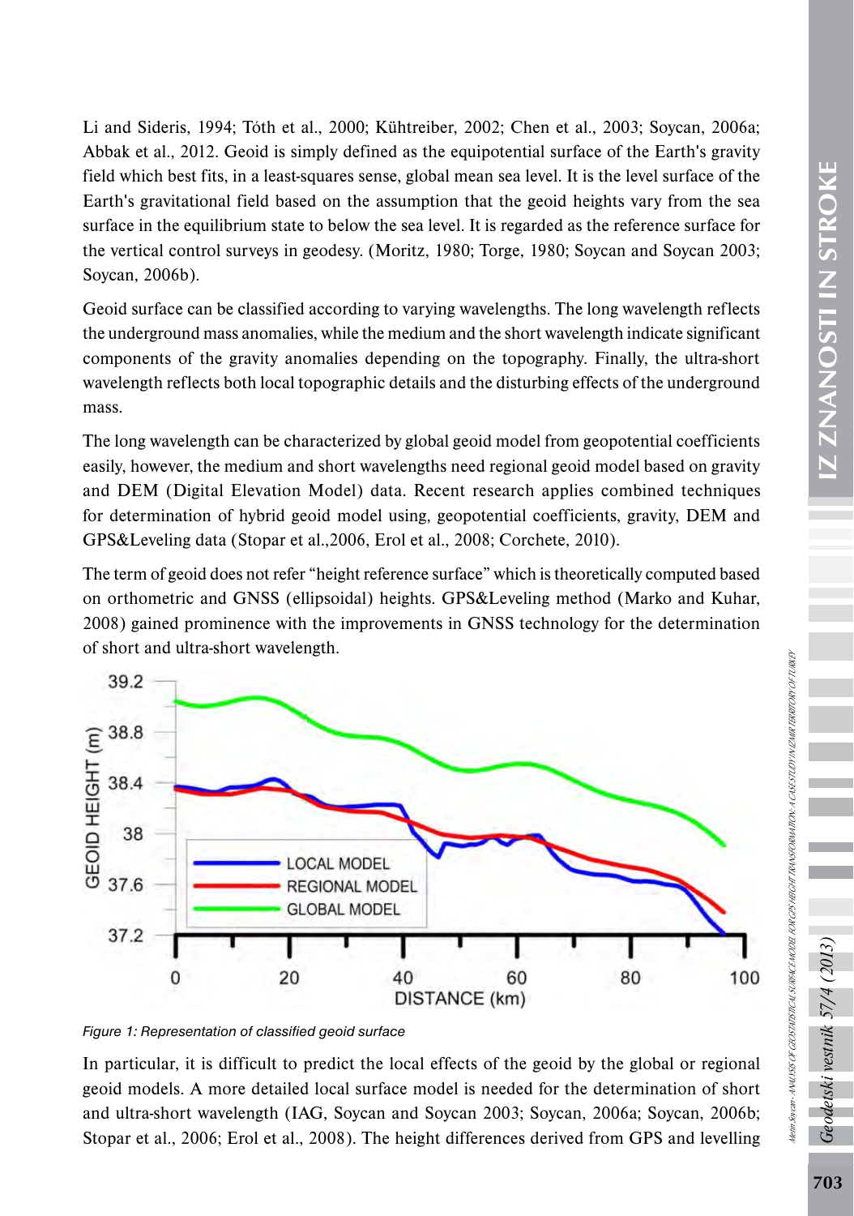Li and Sideris, 1994; Tóth et al., 2000; Kühtreiber, 2002; Chen et al., 2003; Soycan, 2006a; Abbak et al., 2012. Geoid is simply defined as the equipotential surface of the Earth's gravity field which best fits, in a least-squares sense, global mean sea level. It is the level surface of the Earth's gravitational field based on the assumption that the geoid heights vary from the sea surface in the equilibrium state to below the sea level. It is regarded as the reference surface for the vertical control surveys in geodesy. (Moritz, 1980; Torge, 1980; Soycan and Soycan 2003; Soycan, 2006b).

Geoid surface can be classified according to varying wavelengths. The long wavelength reflects the underground mass anomalies, while the medium and the short wavelength indicate significant components of the gravity anomalies depending on the topography. Finally, the ultra-short wavelength reflects both local topographic details and the disturbing effects of the underground mass.

The long wavelength can be characterized by global geoid model from geopotential coefficients easily, however, the medium and short wavelengths need regional geoid model based on gravity and DEM (Digital Elevation Model) data. Recent research applies combined techniques for determination of hybrid geoid model using, geopotential coefficients, gravity, DEM and GPS&Leveling data (Stopar et al.,2006, Erol et al., 2008; Corchete, 2010).

The term of geoid does not refer "height reference surface" which is theoretically computed based on orthometric and GNSS (ellipsoidal) heights. GPS&Leveling method (Marko and Kuhar, 2008) gained prominence with the improvements in GNSS technology for the determination of short and ultra-short wavelength.

*Figure 1: Representation of classified geoid surface*

In particular, it is difficult to predict the local effects of the geoid by the global or regional geoid models. A more detailed local surface model is needed for the determination of short and ultra-short wavelength (IAG, Soycan and Soycan 2003; Soycan, 2006a; Soycan, 2006b; Stopar et al., 2006; Erol et al., 2008). The height differences derived from GPS and levelling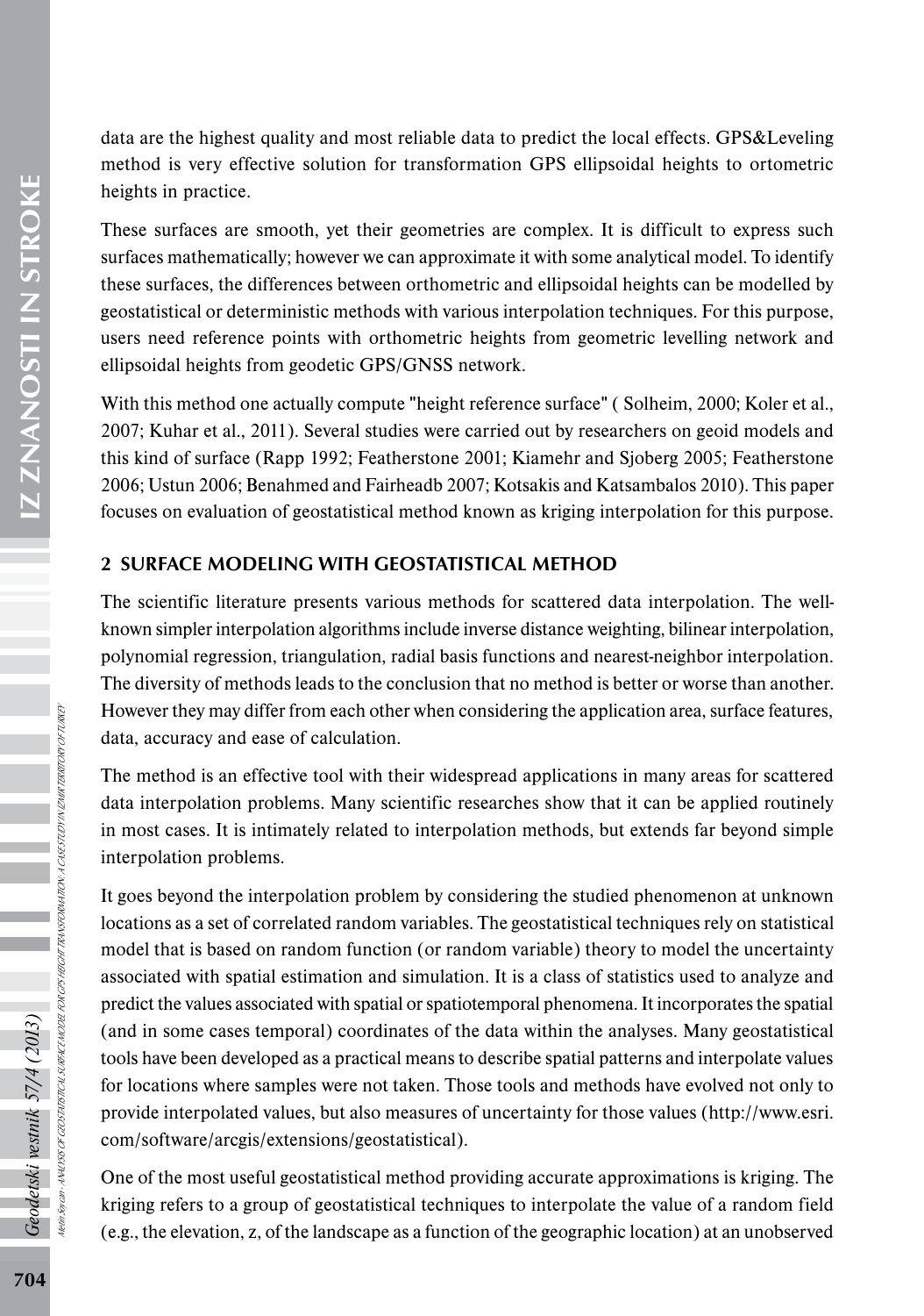data are the highest quality and most reliable data to predict the local effects. GPS&Leveling method is very effective solution for transformation GPS ellipsoidal heights to ortometric heights in practice.

These surfaces are smooth, yet their geometries are complex. It is difficult to express such surfaces mathematically; however we can approximate it with some analytical model. To identify these surfaces, the differences between orthometric and ellipsoidal heights can be modelled by geostatistical or deterministic methods with various interpolation techniques. For this purpose, users need reference points with orthometric heights from geometric levelling network and ellipsoidal heights from geodetic GPS/GNSS network.

With this method one actually compute "height reference surface" ( Solheim, 2000; Koler et al., 2007; Kuhar et al., 2011). Several studies were carried out by researchers on geoid models and this kind of surface (Rapp 1992; Featherstone 2001; Kiamehr and Sjoberg 2005; Featherstone 2006; Ustun 2006; Benahmed and Fairheadb 2007; Kotsakis and Katsambalos 2010). This paper focuses on evaluation of geostatistical method known as kriging interpolation for this purpose.

## 2 SURFACE MODELING WITH GEOSTATISTICAL METHOD

The scientific literature presents various methods for scattered data interpolation. The well-known simpler interpolation algorithms include inverse distance weighting, bilinear interpolation, polynomial regression, triangulation, radial basis functions and nearest-neighbor interpolation. The diversity of methods leads to the conclusion that no method is better or worse than another. However they may differ from each other when considering the application area, surface features, data, accuracy and ease of calculation.

The method is an effective tool with their widespread applications in many areas for scattered data interpolation problems. Many scientific researches show that it can be applied routinely in most cases. It is intimately related to interpolation methods, but extends far beyond simple interpolation problems.

It goes beyond the interpolation problem by considering the studied phenomenon at unknown locations as a set of correlated random variables. The geostatistical techniques rely on statistical model that is based on random function (or random variable) theory to model the uncertainty associated with spatial estimation and simulation. It is a class of statistics used to analyze and predict the values associated with spatial or spatiotemporal phenomena. It incorporates the spatial (and in some cases temporal) coordinates of the data within the analyses. Many geostatistical tools have been developed as a practical means to describe spatial patterns and interpolate values for locations where samples were not taken. Those tools and methods have evolved not only to provide interpolated values, but also measures of uncertainty for those values (http://www.esri.com/software/arcgis/extensions/geostatistical).

One of the most useful geostatistical method providing accurate approximations is kriging. The kriging refers to a group of geostatistical techniques to interpolate the value of a random field (e.g., the elevation, z, of the landscape as a function of the geographic location) at an unobserved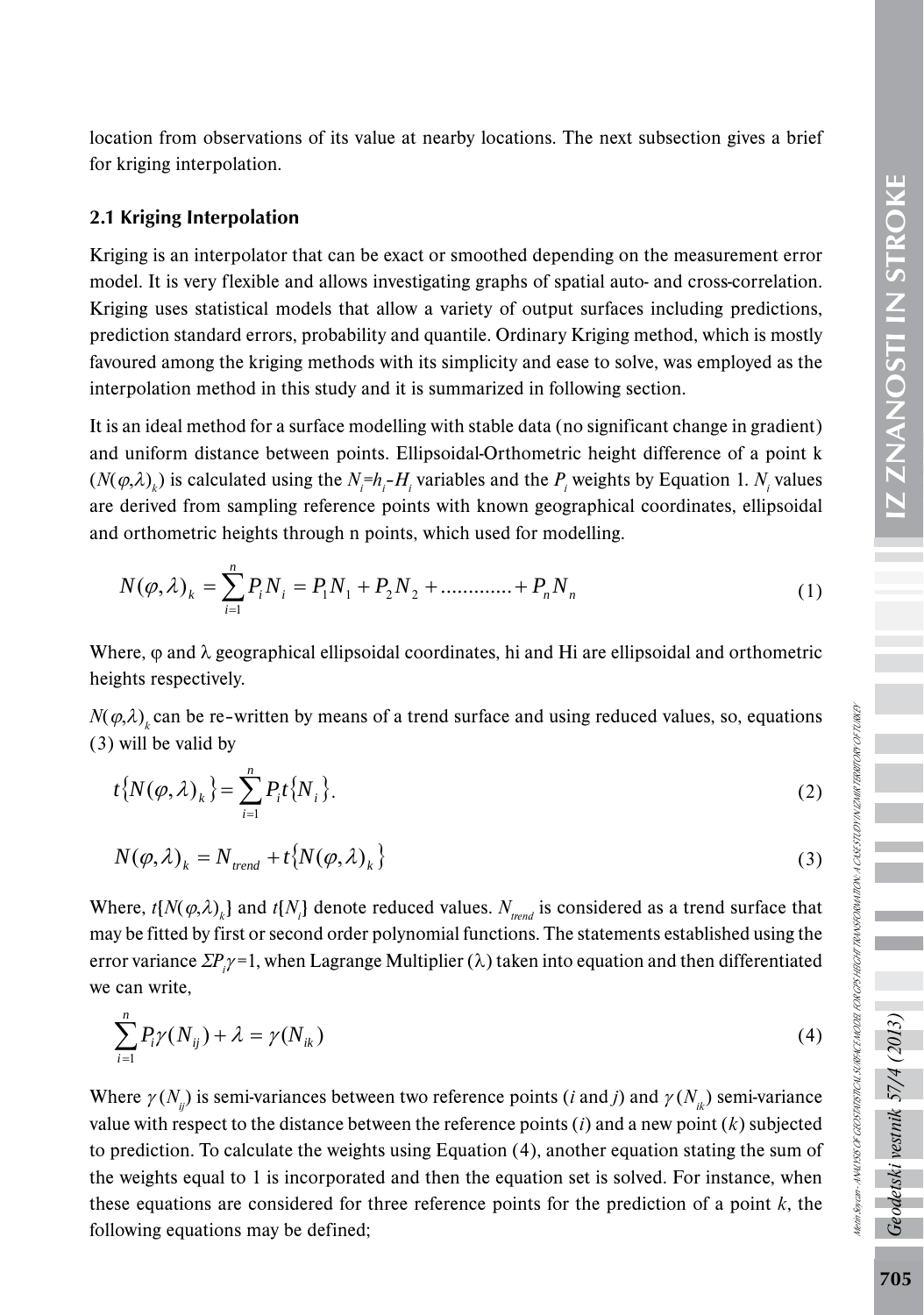location from observations of its value at nearby locations. The next subsection gives a brief for kriging interpolation.

## 2.1 Kriging Interpolation

Kriging is an interpolator that can be exact or smoothed depending on the measurement error model. It is very flexible and allows investigating graphs of spatial auto- and cross-correlation. Kriging uses statistical models that allow a variety of output surfaces including predictions, prediction standard errors, probability and quantile. Ordinary Kriging method, which is mostly favoured among the kriging methods with its simplicity and ease to solve, was employed as the interpolation method in this study and it is summarized in following section.

It is an ideal method for a surface modelling with stable data (no significant change in gradient) and uniform distance between points. Ellipsoidal-Orthometric height difference of a point k ($N(\varphi,\lambda)_k$) is calculated using the $N_i$=$h_i$-$H_i$ variables and the $P_i$ weights by Equation 1. $N_i$ values are derived from sampling reference points with known geographical coordinates, ellipsoidal and orthometric heights through n points, which used for modelling.

$$N(\varphi,\lambda)_k = \sum_{i=1}^{n} P_i N_i = P_1 N_1 + P_2 N_2 + ............ + P_n N_n \tag{1}$$

Where, φ and λ geographical ellipsoidal coordinates, hi and Hi are ellipsoidal and orthometric heights respectively.

$N(\varphi,\lambda)_k$ can be re-written by means of a trend surface and using reduced values, so, equations (3) will be valid by

$$t\{N(\varphi,\lambda)_k\} = \sum_{i=1}^{n} P_i t\{N_i\}. \tag{2}$$

$$N(\varphi,\lambda)_k = N_{trend} + t\{N(\varphi,\lambda)_k\} \tag{3}$$

Where, $t\{N(\varphi,\lambda)_k\}$ and $t\{N_i\}$ denote reduced values. $N_{trend}$ is considered as a trend surface that may be fitted by first or second order polynomial functions. The statements established using the error variance $\Sigma P_i \gamma$=1, when Lagrange Multiplier (λ) taken into equation and then differentiated we can write,

$$\sum_{i=1}^{n} P_i \gamma(N_{ij}) + \lambda = \gamma(N_{ik}) \tag{4}$$

Where $\gamma(N_{ij})$ is semi-variances between two reference points (*i* and *j*) and $\gamma(N_{ik})$ semi-variance value with respect to the distance between the reference points (*i*) and a new point (*k*) subjected to prediction. To calculate the weights using Equation (4), another equation stating the sum of the weights equal to 1 is incorporated and then the equation set is solved. For instance, when these equations are considered for three reference points for the prediction of a point *k*, the following equations may be defined;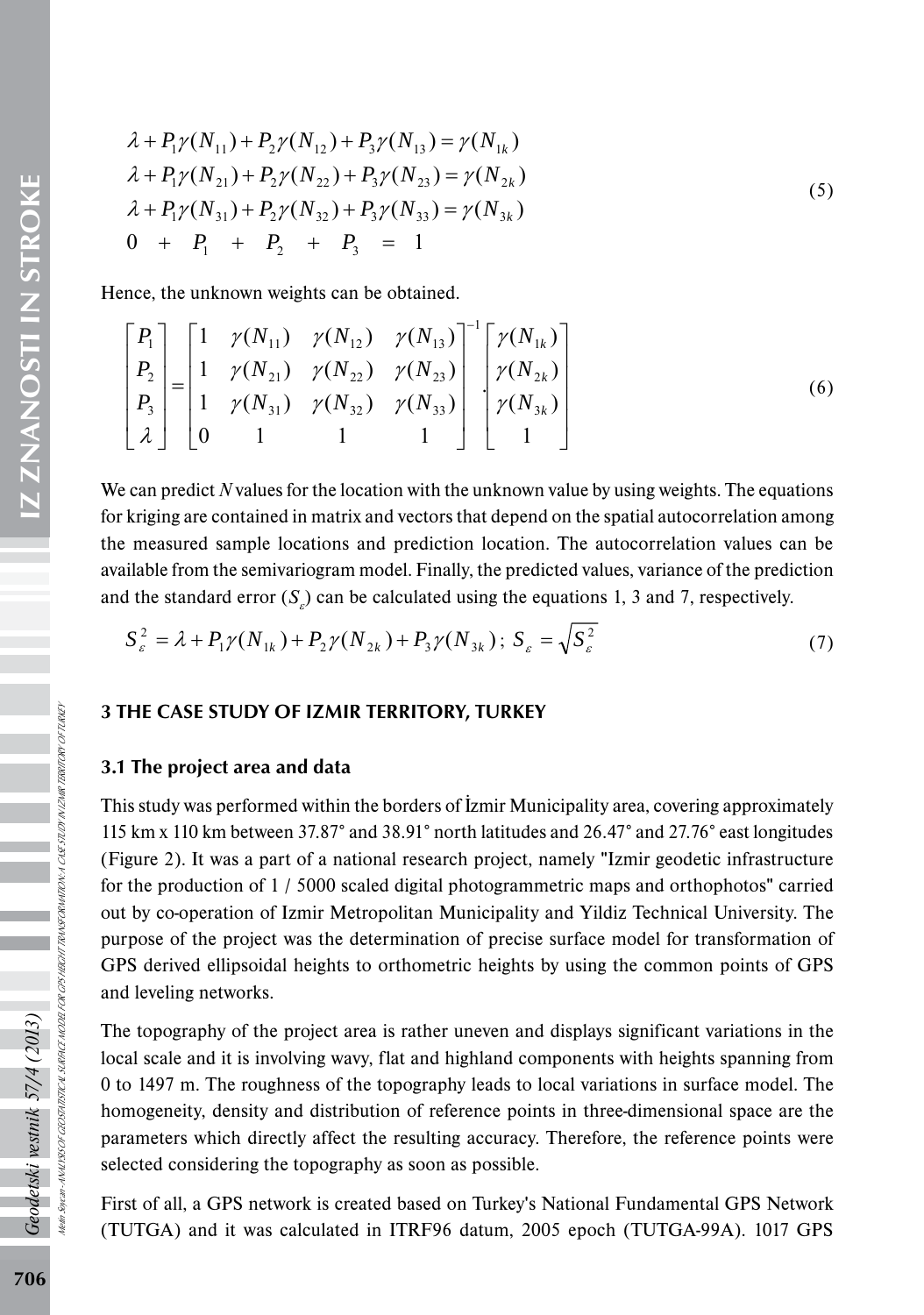$$
\begin{aligned}
&\lambda + P_1\gamma(N_{11}) + P_2\gamma(N_{12}) + P_3\gamma(N_{13}) = \gamma(N_{1k}) \\
&\lambda + P_1\gamma(N_{21}) + P_2\gamma(N_{22}) + P_3\gamma(N_{23}) = \gamma(N_{2k}) \\
&\lambda + P_1\gamma(N_{31}) + P_2\gamma(N_{32}) + P_3\gamma(N_{33}) = \gamma(N_{3k}) \\
&0 \;\;+\;\; P_1 \;\;+\;\; P_2 \;\;+\;\; P_3 \;\;=\;\; 1
\end{aligned}
\tag{5}
$$

Hence, the unknown weights can be obtained.

$$
\begin{bmatrix} P_1 \\ P_2 \\ P_3 \\ \lambda \end{bmatrix} =
\begin{bmatrix}
1 & \gamma(N_{11}) & \gamma(N_{12}) & \gamma(N_{13}) \\
1 & \gamma(N_{21}) & \gamma(N_{22}) & \gamma(N_{23}) \\
1 & \gamma(N_{31}) & \gamma(N_{32}) & \gamma(N_{33}) \\
0 & 1 & 1 & 1
\end{bmatrix}^{-1} \cdot
\begin{bmatrix} \gamma(N_{1k}) \\ \gamma(N_{2k}) \\ \gamma(N_{3k}) \\ 1 \end{bmatrix}
\tag{6}
$$

We can predict $N$ values for the location with the unknown value by using weights. The equations for kriging are contained in matrix and vectors that depend on the spatial autocorrelation among the measured sample locations and prediction location. The autocorrelation values can be available from the semivariogram model. Finally, the predicted values, variance of the prediction and the standard error ($S_\varepsilon$) can be calculated using the equations 1, 3 and 7, respectively.

$$
S_\varepsilon^2 = \lambda + P_1\gamma(N_{1k}) + P_2\gamma(N_{2k}) + P_3\gamma(N_{3k})\,;\; S_\varepsilon = \sqrt{S_\varepsilon^2}
\tag{7}
$$

## 3 THE CASE STUDY OF IZMIR TERRITORY, TURKEY

### 3.1 The project area and data

This study was performed within the borders of İzmir Municipality area, covering approximately 115 km x 110 km between 37.87° and 38.91° north latitudes and 26.47° and 27.76° east longitudes (Figure 2). It was a part of a national research project, namely "Izmir geodetic infrastructure for the production of 1 / 5000 scaled digital photogrammetric maps and orthophotos" carried out by co-operation of Izmir Metropolitan Municipality and Yildiz Technical University. The purpose of the project was the determination of precise surface model for transformation of GPS derived ellipsoidal heights to orthometric heights by using the common points of GPS and leveling networks.

The topography of the project area is rather uneven and displays significant variations in the local scale and it is involving wavy, flat and highland components with heights spanning from 0 to 1497 m. The roughness of the topography leads to local variations in surface model. The homogeneity, density and distribution of reference points in three-dimensional space are the parameters which directly affect the resulting accuracy. Therefore, the reference points were selected considering the topography as soon as possible.

First of all, a GPS network is created based on Turkey's National Fundamental GPS Network (TUTGA) and it was calculated in ITRF96 datum, 2005 epoch (TUTGA-99A). 1017 GPS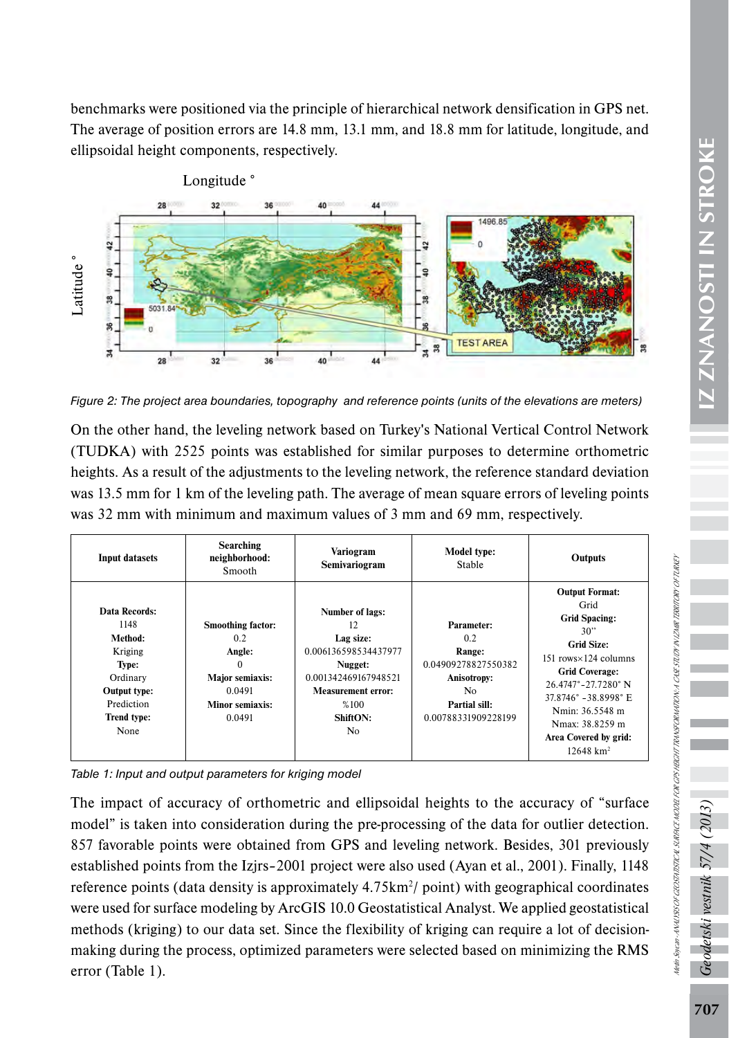benchmarks were positioned via the principle of hierarchical network densification in GPS net. The average of position errors are 14.8 mm, 13.1 mm, and 18.8 mm for latitude, longitude, and ellipsoidal height components, respectively.

*Figure 2: The project area boundaries, topography and reference points (units of the elevations are meters)*

On the other hand, the leveling network based on Turkey's National Vertical Control Network (TUDKA) with 2525 points was established for similar purposes to determine orthometric heights. As a result of the adjustments to the leveling network, the reference standard deviation was 13.5 mm for 1 km of the leveling path. The average of mean square errors of leveling points was 32 mm with minimum and maximum values of 3 mm and 69 mm, respectively.

| Input datasets | Searching neighborhood: Smooth | Variogram Semivariogram | Model type: Stable | Outputs |
|---|---|---|---|---|
| **Data Records:** 1148 **Method:** Kriging **Type:** Ordinary **Output type:** Prediction **Trend type:** None | **Smoothing factor:** 0.2 **Angle:** 0 **Major semiaxis:** 0.0491 **Minor semiaxis:** 0.0491 | **Number of lags:** 12 **Lag size:** 0.006136598534437977 **Nugget:** 0.001342469167948521 **Measurement error:** %100 **ShiftON:** No | **Parameter:** 0.2 **Range:** 0.04909278827550382 **Anisotropy:** No **Partial sill:** 0.00788331909228199 | **Output Format:** Grid **Grid Spacing:** 30" **Grid Size:** 151 rows×124 columns **Grid Coverage:** 26.4747°-27.7280° N 37.8746° -38.8998° E Nmin: 36.5548 m Nmax: 38.8259 m **Area Covered by grid:** 12648 km$^2$ |

*Table 1: Input and output parameters for kriging model*

The impact of accuracy of orthometric and ellipsoidal heights to the accuracy of "surface model" is taken into consideration during the pre-processing of the data for outlier detection. 857 favorable points were obtained from GPS and leveling network. Besides, 301 previously established points from the Izjrs-2001 project were also used (Ayan et al., 2001). Finally, 1148 reference points (data density is approximately 4.75km$^2$/ point) with geographical coordinates were used for surface modeling by ArcGIS 10.0 Geostatistical Analyst. We applied geostatistical methods (kriging) to our data set. Since the flexibility of kriging can require a lot of decision-making during the process, optimized parameters were selected based on minimizing the RMS error (Table 1).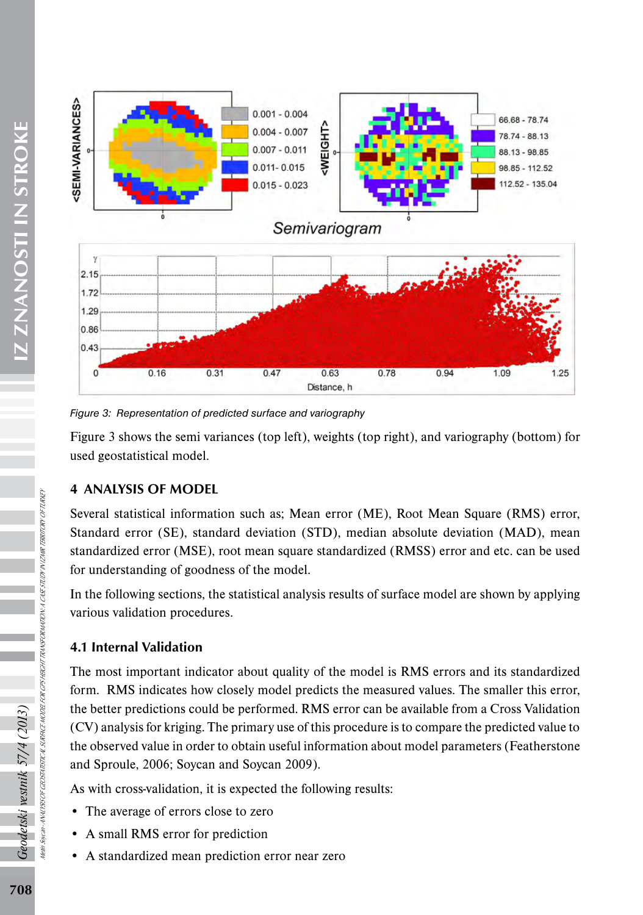*Figure 3: Representation of predicted surface and variography*

Figure 3 shows the semi variances (top left), weights (top right), and variography (bottom) for used geostatistical model.

## 4 ANALYSIS OF MODEL

Several statistical information such as; Mean error (ME), Root Mean Square (RMS) error, Standard error (SE), standard deviation (STD), median absolute deviation (MAD), mean standardized error (MSE), root mean square standardized (RMSS) error and etc. can be used for understanding of goodness of the model.

In the following sections, the statistical analysis results of surface model are shown by applying various validation procedures.

### 4.1 Internal Validation

The most important indicator about quality of the model is RMS errors and its standardized form. RMS indicates how closely model predicts the measured values. The smaller this error, the better predictions could be performed. RMS error can be available from a Cross Validation (CV) analysis for kriging. The primary use of this procedure is to compare the predicted value to the observed value in order to obtain useful information about model parameters (Featherstone and Sproule, 2006; Soycan and Soycan 2009).

As with cross-validation, it is expected the following results:

- The average of errors close to zero
- A small RMS error for prediction
- A standardized mean prediction error near zero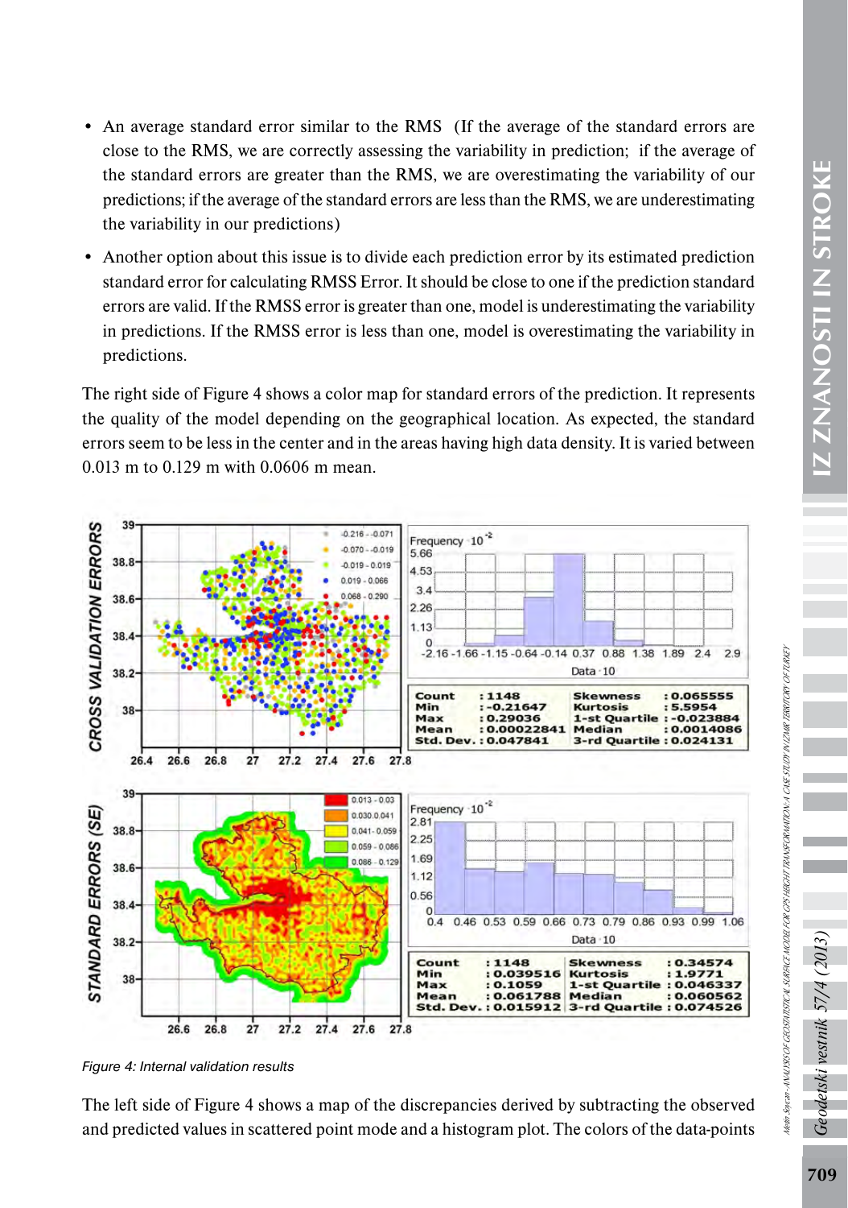- An average standard error similar to the RMS (If the average of the standard errors are close to the RMS, we are correctly assessing the variability in prediction; if the average of the standard errors are greater than the RMS, we are overestimating the variability of our predictions; if the average of the standard errors are less than the RMS, we are underestimating the variability in our predictions)
- Another option about this issue is to divide each prediction error by its estimated prediction standard error for calculating RMSS Error. It should be close to one if the prediction standard errors are valid. If the RMSS error is greater than one, model is underestimating the variability in predictions. If the RMSS error is less than one, model is overestimating the variability in predictions.

The right side of Figure 4 shows a color map for standard errors of the prediction. It represents the quality of the model depending on the geographical location. As expected, the standard errors seem to be less in the center and in the areas having high data density. It is varied between 0.013 m to 0.129 m with 0.0606 m mean.

Figure 4: Internal validation results

The left side of Figure 4 shows a map of the discrepancies derived by subtracting the observed and predicted values in scattered point mode and a histogram plot. The colors of the data-points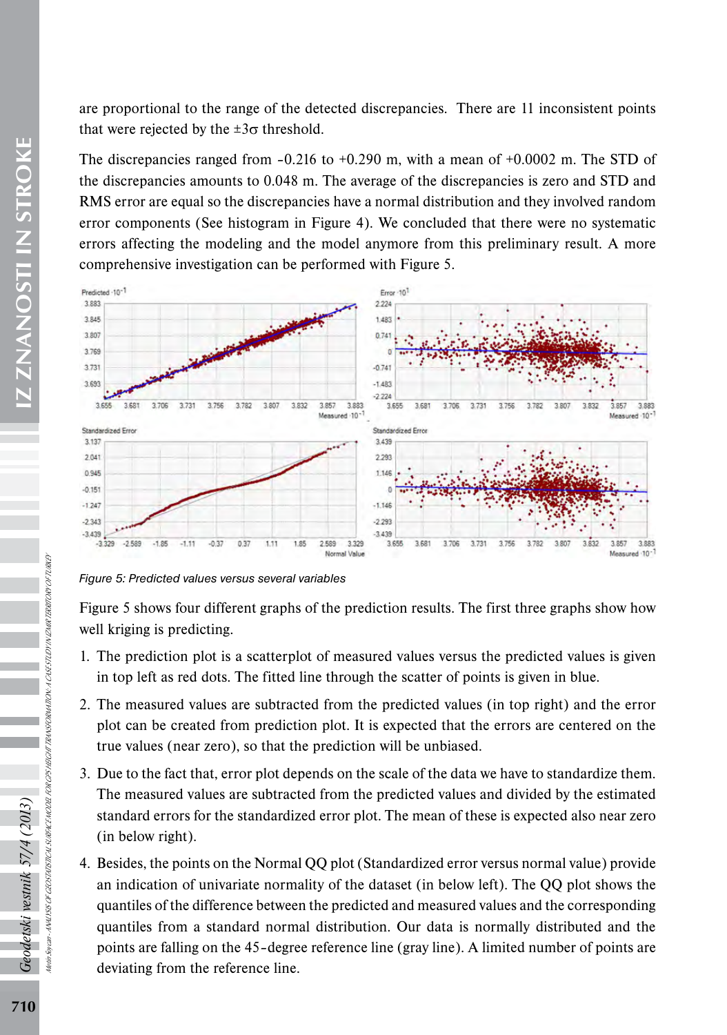are proportional to the range of the detected discrepancies. There are 11 inconsistent points that were rejected by the $\pm 3\sigma$ threshold.

The discrepancies ranged from -0.216 to +0.290 m, with a mean of +0.0002 m. The STD of the discrepancies amounts to 0.048 m. The average of the discrepancies is zero and STD and RMS error are equal so the discrepancies have a normal distribution and they involved random error components (See histogram in Figure 4). We concluded that there were no systematic errors affecting the modeling and the model anymore from this preliminary result. A more comprehensive investigation can be performed with Figure 5.

*Figure 5: Predicted values versus several variables*

Figure 5 shows four different graphs of the prediction results. The first three graphs show how well kriging is predicting.

1. The prediction plot is a scatterplot of measured values versus the predicted values is given in top left as red dots. The fitted line through the scatter of points is given in blue.
2. The measured values are subtracted from the predicted values (in top right) and the error plot can be created from prediction plot. It is expected that the errors are centered on the true values (near zero), so that the prediction will be unbiased.
3. Due to the fact that, error plot depends on the scale of the data we have to standardize them. The measured values are subtracted from the predicted values and divided by the estimated standard errors for the standardized error plot. The mean of these is expected also near zero (in below right).
4. Besides, the points on the Normal QQ plot (Standardized error versus normal value) provide an indication of univariate normality of the dataset (in below left). The QQ plot shows the quantiles of the difference between the predicted and measured values and the corresponding quantiles from a standard normal distribution. Our data is normally distributed and the points are falling on the 45-degree reference line (gray line). A limited number of points are deviating from the reference line.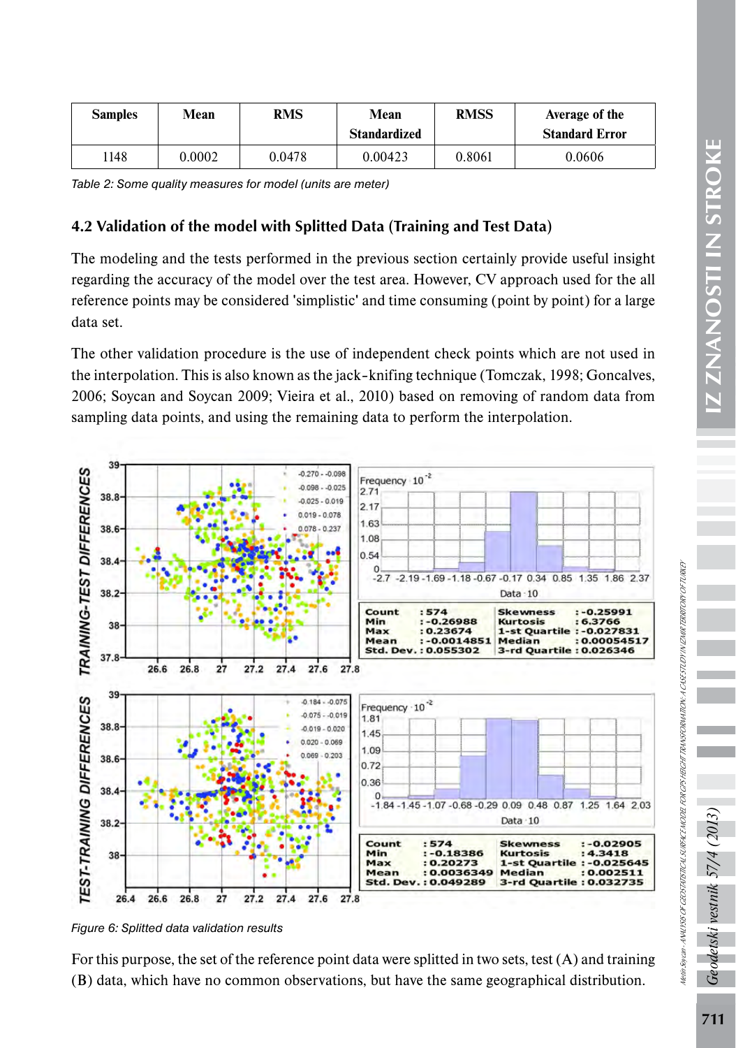| Samples | Mean | RMS | Mean Standardized | RMSS | Average of the Standard Error |
|---|---|---|---|---|---|
| 1148 | 0.0002 | 0.0478 | 0.00423 | 0.8061 | 0.0606 |

*Table 2: Some quality measures for model (units are meter)*

### 4.2 Validation of the model with Splitted Data (Training and Test Data)

The modeling and the tests performed in the previous section certainly provide useful insight regarding the accuracy of the model over the test area. However, CV approach used for the all reference points may be considered 'simplistic' and time consuming (point by point) for a large data set.

The other validation procedure is the use of independent check points which are not used in the interpolation. This is also known as the jack-knifing technique (Tomczak, 1998; Goncalves, 2006; Soycan and Soycan 2009; Vieira et al., 2010) based on removing of random data from sampling data points, and using the remaining data to perform the interpolation.

*Figure 6: Splitted data validation results*

For this purpose, the set of the reference point data were splitted in two sets, test (A) and training (B) data, which have no common observations, but have the same geographical distribution.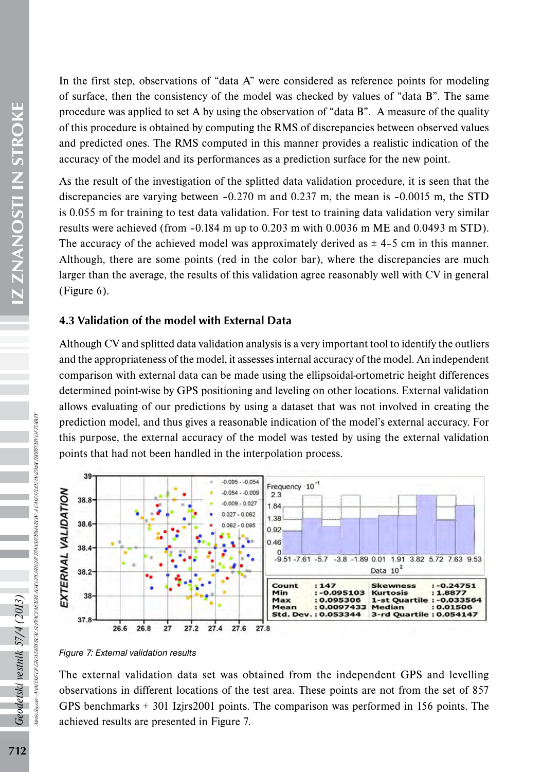In the first step, observations of "data A" were considered as reference points for modeling of surface, then the consistency of the model was checked by values of "data B". The same procedure was applied to set A by using the observation of "data B". A measure of the quality of this procedure is obtained by computing the RMS of discrepancies between observed values and predicted ones. The RMS computed in this manner provides a realistic indication of the accuracy of the model and its performances as a prediction surface for the new point.

As the result of the investigation of the splitted data validation procedure, it is seen that the discrepancies are varying between -0.270 m and 0.237 m, the mean is -0.0015 m, the STD is 0.055 m for training to test data validation. For test to training data validation very similar results were achieved (from -0.184 m up to 0.203 m with 0.0036 m ME and 0.0493 m STD). The accuracy of the achieved model was approximately derived as ± 4-5 cm in this manner. Although, there are some points (red in the color bar), where the discrepancies are much larger than the average, the results of this validation agree reasonably well with CV in general (Figure 6).

### 4.3 Validation of the model with External Data

Although CV and splitted data validation analysis is a very important tool to identify the outliers and the appropriateness of the model, it assesses internal accuracy of the model. An independent comparison with external data can be made using the ellipsoidal-ortometric height differences determined point-wise by GPS positioning and leveling on other locations. External validation allows evaluating of our predictions by using a dataset that was not involved in creating the prediction model, and thus gives a reasonable indication of the model's external accuracy. For this purpose, the external accuracy of the model was tested by using the external validation points that had not been handled in the interpolation process.

| Count | : 147 | Skewness | : -0.24751 |
| --- | --- | --- | --- |
| Min | : -0.095103 | Kurtosis | : 1.8877 |
| Max | : 0.095306 | 1-st Quartile | : -0.033564 |
| Mean | : 0.0097433 | Median | : 0.01506 |
| Std. Dev. | : 0.053344 | 3-rd Quartile | : 0.054147 |

*Figure 7: External validation results*

The external validation data set was obtained from the independent GPS and levelling observations in different locations of the test area. These points are not from the set of 857 GPS benchmarks + 301 Izjrs2001 points. The comparison was performed in 156 points. The achieved results are presented in Figure 7.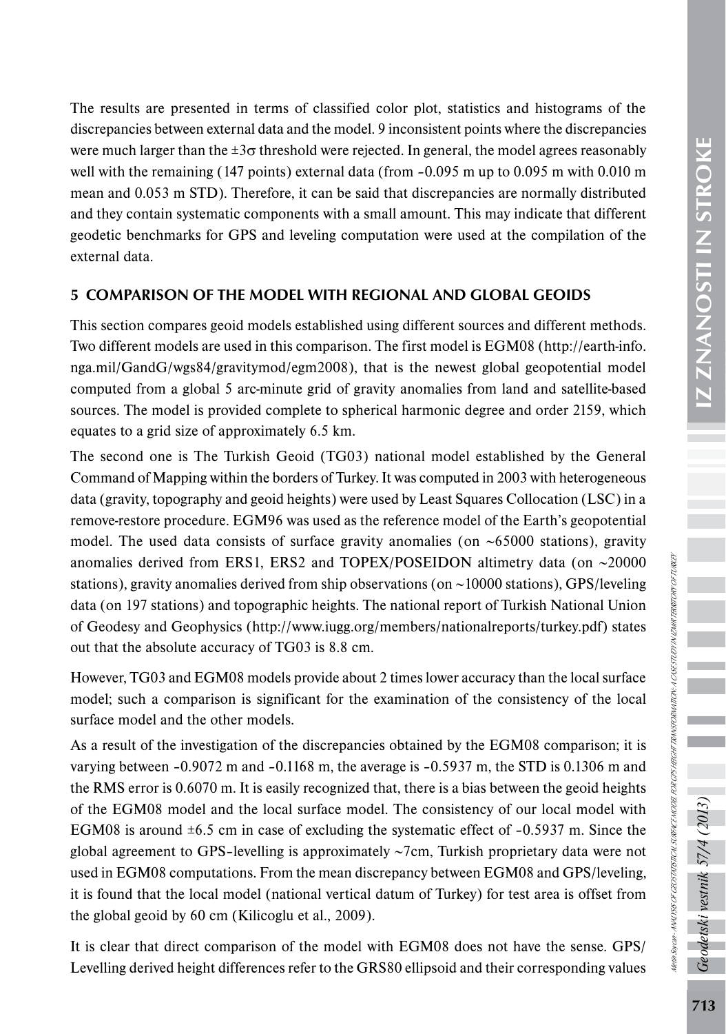The results are presented in terms of classified color plot, statistics and histograms of the discrepancies between external data and the model. 9 inconsistent points where the discrepancies were much larger than the $\pm 3\sigma$ threshold were rejected. In general, the model agrees reasonably well with the remaining (147 points) external data (from –0.095 m up to 0.095 m with 0.010 m mean and 0.053 m STD). Therefore, it can be said that discrepancies are normally distributed and they contain systematic components with a small amount. This may indicate that different geodetic benchmarks for GPS and leveling computation were used at the compilation of the external data.

## 5 COMPARISON OF THE MODEL WITH REGIONAL AND GLOBAL GEOIDS

This section compares geoid models established using different sources and different methods. Two different models are used in this comparison. The first model is EGM08 (http://earth-info.nga.mil/GandG/wgs84/gravitymod/egm2008), that is the newest global geopotential model computed from a global 5 arc-minute grid of gravity anomalies from land and satellite-based sources. The model is provided complete to spherical harmonic degree and order 2159, which equates to a grid size of approximately 6.5 km.

The second one is The Turkish Geoid (TG03) national model established by the General Command of Mapping within the borders of Turkey. It was computed in 2003 with heterogeneous data (gravity, topography and geoid heights) were used by Least Squares Collocation (LSC) in a remove-restore procedure. EGM96 was used as the reference model of the Earth's geopotential model. The used data consists of surface gravity anomalies (on ~65000 stations), gravity anomalies derived from ERS1, ERS2 and TOPEX/POSEIDON altimetry data (on ~20000 stations), gravity anomalies derived from ship observations (on ~10000 stations), GPS/leveling data (on 197 stations) and topographic heights. The national report of Turkish National Union of Geodesy and Geophysics (http://www.iugg.org/members/nationalreports/turkey.pdf) states out that the absolute accuracy of TG03 is 8.8 cm.

However, TG03 and EGM08 models provide about 2 times lower accuracy than the local surface model; such a comparison is significant for the examination of the consistency of the local surface model and the other models.

As a result of the investigation of the discrepancies obtained by the EGM08 comparison; it is varying between –0.9072 m and –0.1168 m, the average is –0.5937 m, the STD is 0.1306 m and the RMS error is 0.6070 m. It is easily recognized that, there is a bias between the geoid heights of the EGM08 model and the local surface model. The consistency of our local model with EGM08 is around ±6.5 cm in case of excluding the systematic effect of –0.5937 m. Since the global agreement to GPS-levelling is approximately ~7cm, Turkish proprietary data were not used in EGM08 computations. From the mean discrepancy between EGM08 and GPS/leveling, it is found that the local model (national vertical datum of Turkey) for test area is offset from the global geoid by 60 cm (Kilicoglu et al., 2009).

It is clear that direct comparison of the model with EGM08 does not have the sense. GPS/Levelling derived height differences refer to the GRS80 ellipsoid and their corresponding values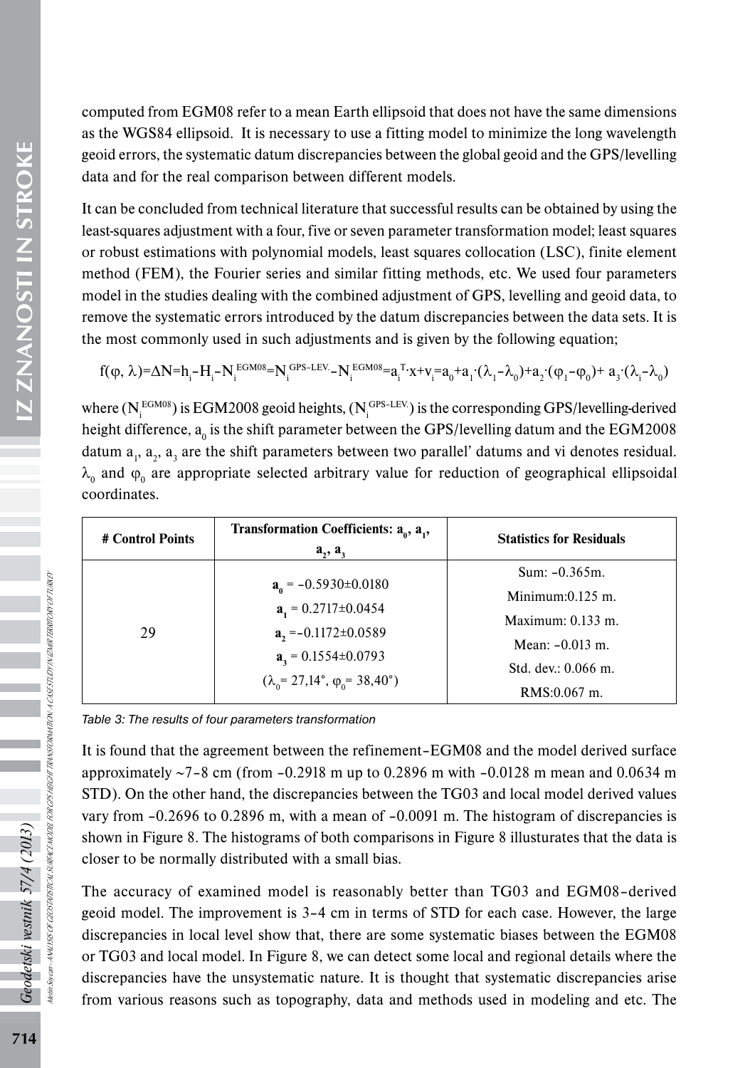computed from EGM08 refer to a mean Earth ellipsoid that does not have the same dimensions as the WGS84 ellipsoid. It is necessary to use a fitting model to minimize the long wavelength geoid errors, the systematic datum discrepancies between the global geoid and the GPS/levelling data and for the real comparison between different models.

It can be concluded from technical literature that successful results can be obtained by using the least-squares adjustment with a four, five or seven parameter transformation model; least squares or robust estimations with polynomial models, least squares collocation (LSC), finite element method (FEM), the Fourier series and similar fitting methods, etc. We used four parameters model in the studies dealing with the combined adjustment of GPS, levelling and geoid data, to remove the systematic errors introduced by the datum discrepancies between the data sets. It is the most commonly used in such adjustments and is given by the following equation;

$$f(\varphi, \lambda)=\Delta N=h_i-H_i-N_i^{EGM08}=N_i^{GPS-LEV.}-N_i^{EGM08}=a_i^T\cdot x+v_i=a_0+a_1\cdot(\lambda_1-\lambda_0)+a_2\cdot(\varphi_1-\varphi_0)+a_3\cdot(\lambda_i-\lambda_0)$$

where ($N_i^{EGM08}$) is EGM2008 geoid heights, ($N_i^{GPS-LEV.}$) is the corresponding GPS/levelling-derived height difference, $a_0$ is the shift parameter between the GPS/levelling datum and the EGM2008 datum $a_1$, $a_2$, $a_3$ are the shift parameters between two parallel' datums and vi denotes residual. $\lambda_0$ and $\varphi_0$ are appropriate selected arbitrary value for reduction of geographical ellipsoidal coordinates.

| # Control Points | Transformation Coefficients: $a_0$, $a_1$, $a_2$, $a_3$ | Statistics for Residuals |
|---|---|---|
| 29 | $a_0$ = –0.5930±0.0180<br>$a_1$ = 0.2717±0.0454<br>$a_2$ =–0.1172±0.0589<br>$a_3$ = 0.1554±0.0793<br>($\lambda_0$= 27,14°, $\varphi_0$= 38,40°) | Sum: –0.365m.<br>Minimum:0.125 m.<br>Maximum: 0.133 m.<br>Mean: –0.013 m.<br>Std. dev.: 0.066 m.<br>RMS:0.067 m. |

*Table 3: The results of four parameters transformation*

It is found that the agreement between the refinement–EGM08 and the model derived surface approximately ~7–8 cm (from –0.2918 m up to 0.2896 m with –0.0128 m mean and 0.0634 m STD). On the other hand, the discrepancies between the TG03 and local model derived values vary from –0.2696 to 0.2896 m, with a mean of –0.0091 m. The histogram of discrepancies is shown in Figure 8. The histograms of both comparisons in Figure 8 illusturates that the data is closer to be normally distributed with a small bias.

The accuracy of examined model is reasonably better than TG03 and EGM08–derived geoid model. The improvement is 3–4 cm in terms of STD for each case. However, the large discrepancies in local level show that, there are some systematic biases between the EGM08 or TG03 and local model. In Figure 8, we can detect some local and regional details where the discrepancies have the unsystematic nature. It is thought that systematic discrepancies arise from various reasons such as topography, data and methods used in modeling and etc. The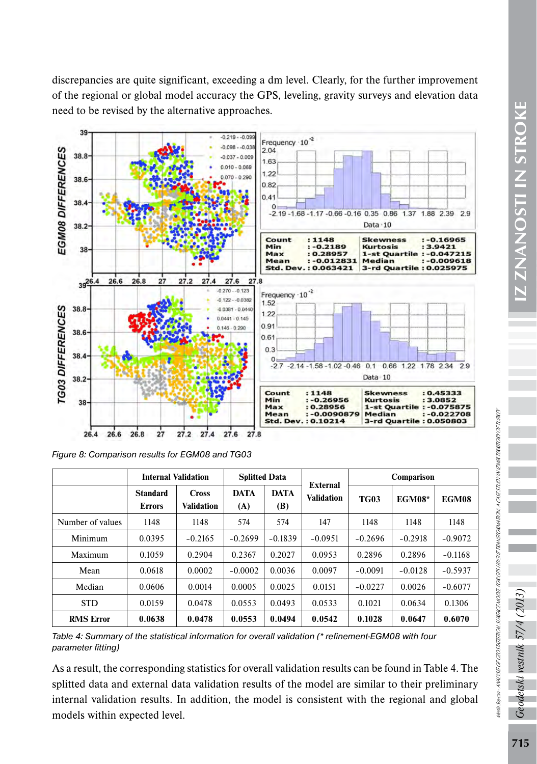discrepancies are quite significant, exceeding a dm level. Clearly, for the further improvement of the regional or global model accuracy the GPS, leveling, gravity surveys and elevation data need to be revised by the alternative approaches.

Figure 8: Comparison results for EGM08 and TG03

| | Internal Validation | | Splitted Data | | External Validation | Comparison | | |
|---|---|---|---|---|---|---|---|---|
| | Standard Errors | Cross Validation | DATA (A) | DATA (B) | | TG03 | EGM08* | EGM08 |
| Number of values | 1148 | 1148 | 574 | 574 | 147 | 1148 | 1148 | 1148 |
| Minimum | 0.0395 | -0.2165 | -0.2699 | -0.1839 | -0.0951 | -0.2696 | -0.2918 | -0.9072 |
| Maximum | 0.1059 | 0.2904 | 0.2367 | 0.2027 | 0.0953 | 0.2896 | 0.2896 | -0.1168 |
| Mean | 0.0618 | 0.0002 | -0.0002 | 0.0036 | 0.0097 | -0.0091 | -0.0128 | -0.5937 |
| Median | 0.0606 | 0.0014 | 0.0005 | 0.0025 | 0.0151 | -0.0227 | 0.0026 | -0.6077 |
| STD | 0.0159 | 0.0478 | 0.0553 | 0.0493 | 0.0533 | 0.1021 | 0.0634 | 0.1306 |
| **RMS Error** | **0.0638** | **0.0478** | **0.0553** | **0.0494** | **0.0542** | **0.1028** | **0.0647** | **0.6070** |

*Table 4: Summary of the statistical information for overall validation (\* refinement-EGM08 with four parameter fitting)*

As a result, the corresponding statistics for overall validation results can be found in Table 4. The splitted data and external data validation results of the model are similar to their preliminary internal validation results. In addition, the model is consistent with the regional and global models within expected level.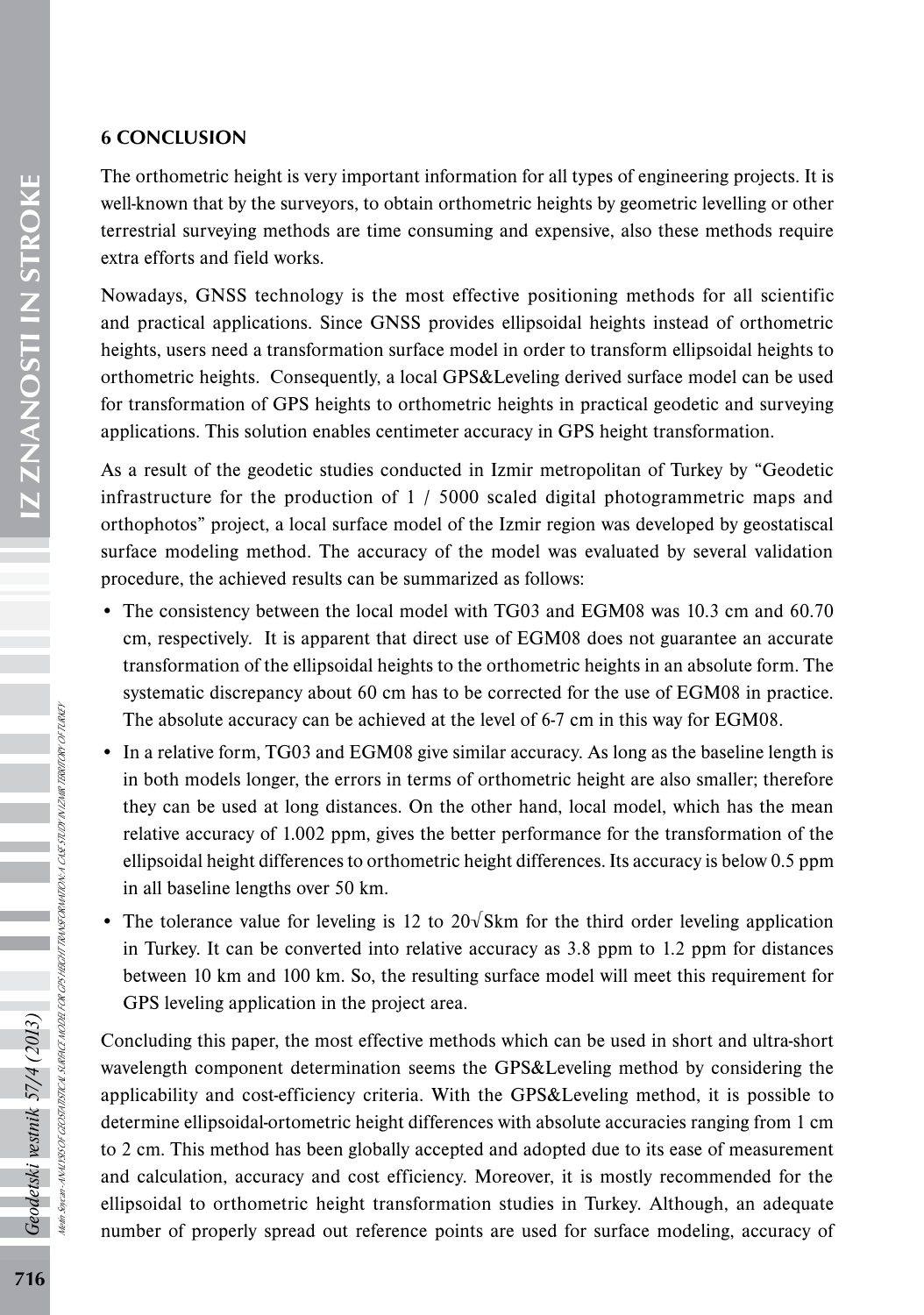## 6 CONCLUSION

The orthometric height is very important information for all types of engineering projects. It is well-known that by the surveyors, to obtain orthometric heights by geometric levelling or other terrestrial surveying methods are time consuming and expensive, also these methods require extra efforts and field works.

Nowadays, GNSS technology is the most effective positioning methods for all scientific and practical applications. Since GNSS provides ellipsoidal heights instead of orthometric heights, users need a transformation surface model in order to transform ellipsoidal heights to orthometric heights. Consequently, a local GPS&Leveling derived surface model can be used for transformation of GPS heights to orthometric heights in practical geodetic and surveying applications. This solution enables centimeter accuracy in GPS height transformation.

As a result of the geodetic studies conducted in Izmir metropolitan of Turkey by "Geodetic infrastructure for the production of 1 / 5000 scaled digital photogrammetric maps and orthophotos" project, a local surface model of the Izmir region was developed by geostatiscal surface modeling method. The accuracy of the model was evaluated by several validation procedure, the achieved results can be summarized as follows:

- The consistency between the local model with TG03 and EGM08 was 10.3 cm and 60.70 cm, respectively. It is apparent that direct use of EGM08 does not guarantee an accurate transformation of the ellipsoidal heights to the orthometric heights in an absolute form. The systematic discrepancy about 60 cm has to be corrected for the use of EGM08 in practice. The absolute accuracy can be achieved at the level of 6-7 cm in this way for EGM08.
- In a relative form, TG03 and EGM08 give similar accuracy. As long as the baseline length is in both models longer, the errors in terms of orthometric height are also smaller; therefore they can be used at long distances. On the other hand, local model, which has the mean relative accuracy of 1.002 ppm, gives the better performance for the transformation of the ellipsoidal height differences to orthometric height differences. Its accuracy is below 0.5 ppm in all baseline lengths over 50 km.
- The tolerance value for leveling is 12 to $20\sqrt{\text{Skm}}$ for the third order leveling application in Turkey. It can be converted into relative accuracy as 3.8 ppm to 1.2 ppm for distances between 10 km and 100 km. So, the resulting surface model will meet this requirement for GPS leveling application in the project area.

Concluding this paper, the most effective methods which can be used in short and ultra-short wavelength component determination seems the GPS&Leveling method by considering the applicability and cost-efficiency criteria. With the GPS&Leveling method, it is possible to determine ellipsoidal-ortometric height differences with absolute accuracies ranging from 1 cm to 2 cm. This method has been globally accepted and adopted due to its ease of measurement and calculation, accuracy and cost efficiency. Moreover, it is mostly recommended for the ellipsoidal to orthometric height transformation studies in Turkey. Although, an adequate number of properly spread out reference points are used for surface modeling, accuracy of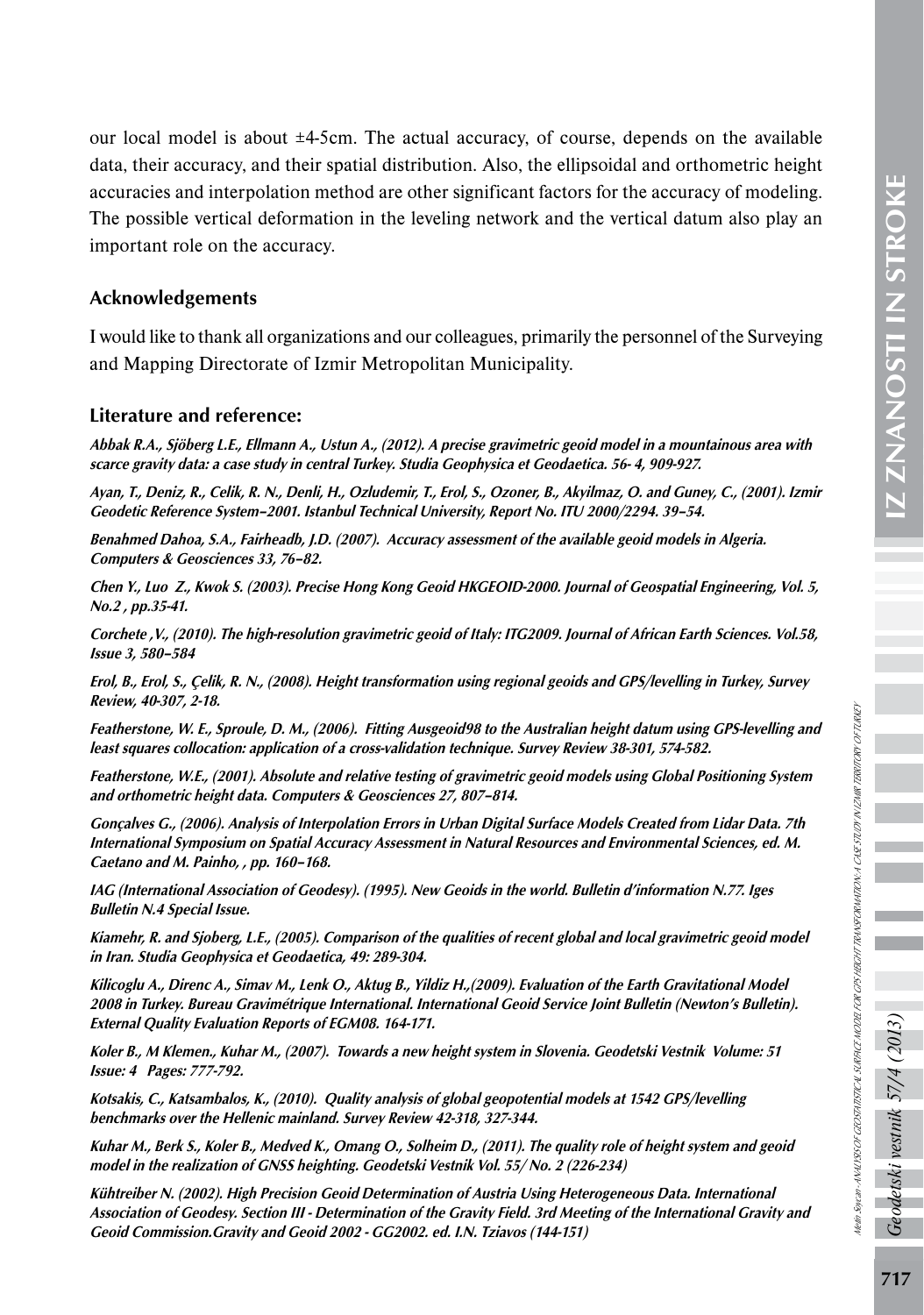our local model is about ±4-5cm. The actual accuracy, of course, depends on the available data, their accuracy, and their spatial distribution. Also, the ellipsoidal and orthometric height accuracies and interpolation method are other significant factors for the accuracy of modeling. The possible vertical deformation in the leveling network and the vertical datum also play an important role on the accuracy.

## Acknowledgements

I would like to thank all organizations and our colleagues, primarily the personnel of the Surveying and Mapping Directorate of Izmir Metropolitan Municipality.

## Literature and reference:

***Abbak R.A., Sjöberg L.E., Ellmann A., Ustun A., (2012). A precise gravimetric geoid model in a mountainous area with scarce gravity data: a case study in central Turkey. Studia Geophysica et Geodaetica. 56- 4, 909-927.***

***Ayan, T., Deniz, R., Celik, R. N., Denli, H., Ozludemir, T., Erol, S., Ozoner, B., Akyilmaz, O. and Guney, C., (2001). Izmir Geodetic Reference System–2001. Istanbul Technical University, Report No. ITU 2000/2294. 39–54.***

***Benahmed Dahoa, S.A., Fairheadb, J.D. (2007). Accuracy assessment of the available geoid models in Algeria. Computers & Geosciences 33, 76–82.***

***Chen Y., Luo Z., Kwok S. (2003). Precise Hong Kong Geoid HKGEOID-2000. Journal of Geospatial Engineering, Vol. 5, No.2 , pp.35-41.***

***Corchete ,V., (2010). The high-resolution gravimetric geoid of Italy: ITG2009. Journal of African Earth Sciences. Vol.58, Issue 3, 580–584***

***Erol, B., Erol, S., Çelik, R. N., (2008). Height transformation using regional geoids and GPS/levelling in Turkey, Survey Review, 40-307, 2-18.***

***Featherstone, W. E., Sproule, D. M., (2006). Fitting Ausgeoid98 to the Australian height datum using GPS-levelling and least squares collocation: application of a cross-validation technique. Survey Review 38-301, 574-582.***

***Featherstone, W.E., (2001). Absolute and relative testing of gravimetric geoid models using Global Positioning System and orthometric height data. Computers & Geosciences 27, 807–814.***

***Gonçalves G., (2006). Analysis of Interpolation Errors in Urban Digital Surface Models Created from Lidar Data. 7th International Symposium on Spatial Accuracy Assessment in Natural Resources and Environmental Sciences, ed. M. Caetano and M. Painho, , pp. 160–168.***

***IAG (International Association of Geodesy). (1995). New Geoids in the world. Bulletin d'information N.77. Iges Bulletin N.4 Special Issue.***

***Kiamehr, R. and Sjoberg, L.E., (2005). Comparison of the qualities of recent global and local gravimetric geoid model in Iran. Studia Geophysica et Geodaetica, 49: 289-304.***

***Kilicoglu A., Direnc A., Simav M., Lenk O., Aktug B., Yildiz H.,(2009). Evaluation of the Earth Gravitational Model 2008 in Turkey. Bureau Gravimétrique International. International Geoid Service Joint Bulletin (Newton's Bulletin). External Quality Evaluation Reports of EGM08. 164-171.***

***Koler B., M Klemen., Kuhar M., (2007). Towards a new height system in Slovenia. Geodetski Vestnik Volume: 51 Issue: 4 Pages: 777-792.***

***Kotsakis, C., Katsambalos, K., (2010). Quality analysis of global geopotential models at 1542 GPS/levelling benchmarks over the Hellenic mainland. Survey Review 42-318, 327-344.***

***Kuhar M., Berk S., Koler B., Medved K., Omang O., Solheim D., (2011). The quality role of height system and geoid model in the realization of GNSS heighting. Geodetski Vestnik Vol. 55/ No. 2 (226-234)***

***Kühtreiber N. (2002). High Precision Geoid Determination of Austria Using Heterogeneous Data. International Association of Geodesy. Section III - Determination of the Gravity Field. 3rd Meeting of the International Gravity and Geoid Commission.Gravity and Geoid 2002 - GG2002. ed. I.N. Tziavos (144-151)***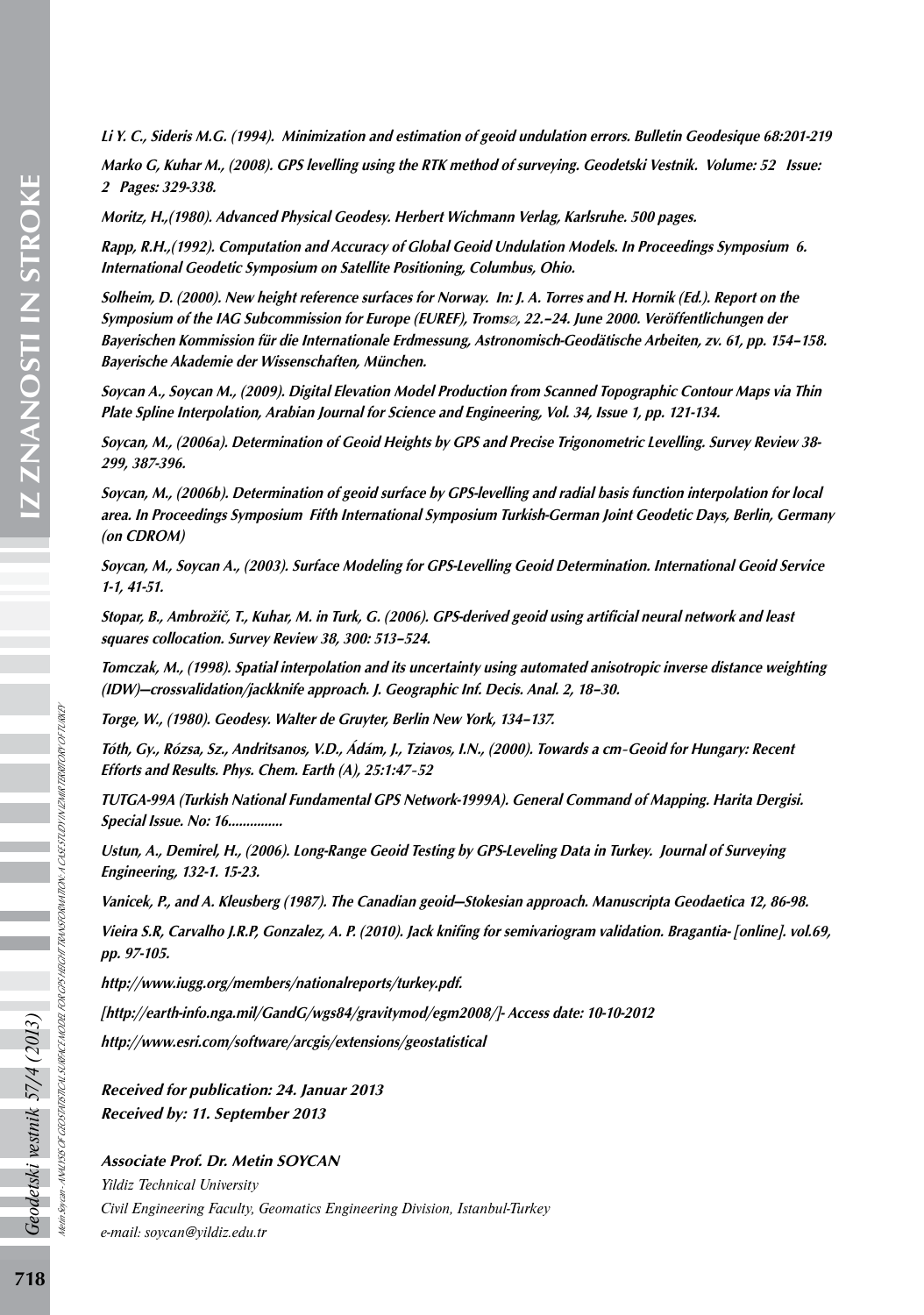*Li Y. C., Sideris M.G. (1994). Minimization and estimation of geoid undulation errors. Bulletin Geodesique 68:201-219*

*Marko G, Kuhar M., (2008). GPS levelling using the RTK method of surveying. Geodetski Vestnik. Volume: 52 Issue: 2 Pages: 329-338.*

*Moritz, H.,(1980). Advanced Physical Geodesy. Herbert Wichmann Verlag, Karlsruhe. 500 pages.*

*Rapp, R.H.,(1992). Computation and Accuracy of Global Geoid Undulation Models. In Proceedings Symposium 6. International Geodetic Symposium on Satellite Positioning, Columbus, Ohio.*

*Solheim, D. (2000). New height reference surfaces for Norway. In: J. A. Torres and H. Hornik (Ed.). Report on the Symposium of the IAG Subcommission for Europe (EUREF), Troms∅, 22.–24. June 2000. Veröffentlichungen der Bayerischen Kommission für die Internationale Erdmessung, Astronomisch-Geodätische Arbeiten, zv. 61, pp. 154–158. Bayerische Akademie der Wissenschaften, München.*

*Soycan A., Soycan M., (2009). Digital Elevation Model Production from Scanned Topographic Contour Maps via Thin Plate Spline Interpolation, Arabian Journal for Science and Engineering, Vol. 34, Issue 1, pp. 121-134.*

*Soycan, M., (2006a). Determination of Geoid Heights by GPS and Precise Trigonometric Levelling. Survey Review 38-299, 387-396.*

*Soycan, M., (2006b). Determination of geoid surface by GPS-levelling and radial basis function interpolation for local area. In Proceedings Symposium Fifth International Symposium Turkish-German Joint Geodetic Days, Berlin, Germany (on CDROM)*

*Soycan, M., Soycan A., (2003). Surface Modeling for GPS-Levelling Geoid Determination. International Geoid Service 1-1, 41-51.*

*Stopar, B., Ambrožič, T., Kuhar, M. in Turk, G. (2006). GPS-derived geoid using artificial neural network and least squares collocation. Survey Review 38, 300: 513–524.*

*Tomczak, M., (1998). Spatial interpolation and its uncertainty using automated anisotropic inverse distance weighting (IDW)—crossvalidation/jackknife approach. J. Geographic Inf. Decis. Anal. 2, 18–30.*

*Torge, W., (1980). Geodesy. Walter de Gruyter, Berlin New York, 134–137.*

*Tóth, Gy., Rózsa, Sz., Andritsanos, V.D., Ádám, J., Tziavos, I.N., (2000). Towards a cm-Geoid for Hungary: Recent Efforts and Results. Phys. Chem. Earth (A), 25:1:47-52*

*TUTGA-99A (Turkish National Fundamental GPS Network-1999A). General Command of Mapping. Harita Dergisi. Special Issue. No: 16...............*

*Ustun, A., Demirel, H., (2006). Long-Range Geoid Testing by GPS-Leveling Data in Turkey. Journal of Surveying Engineering, 132-1. 15-23.*

*Vanicek, P., and A. Kleusberg (1987). The Canadian geoid—Stokesian approach. Manuscripta Geodaetica 12, 86-98.*

*Vieira S.R, Carvalho J.R.P, Gonzalez, A. P. (2010). Jack knifing for semivariogram validation. Bragantia- [online]. vol.69, pp. 97-105.*

*http://www.iugg.org/members/nationalreports/turkey.pdf.*

*[http://earth-info.nga.mil/GandG/wgs84/gravitymod/egm2008/]- Access date: 10-10-2012*

*http://www.esri.com/software/arcgis/extensions/geostatistical*

***Received for publication: 24. Januar 2013***
***Received by: 11. September 2013***

***Associate Prof. Dr. Metin SOYCAN***
*Yildiz Technical University*
*Civil Engineering Faculty, Geomatics Engineering Division, Istanbul-Turkey*
*e-mail: soycan@yildiz.edu.tr*